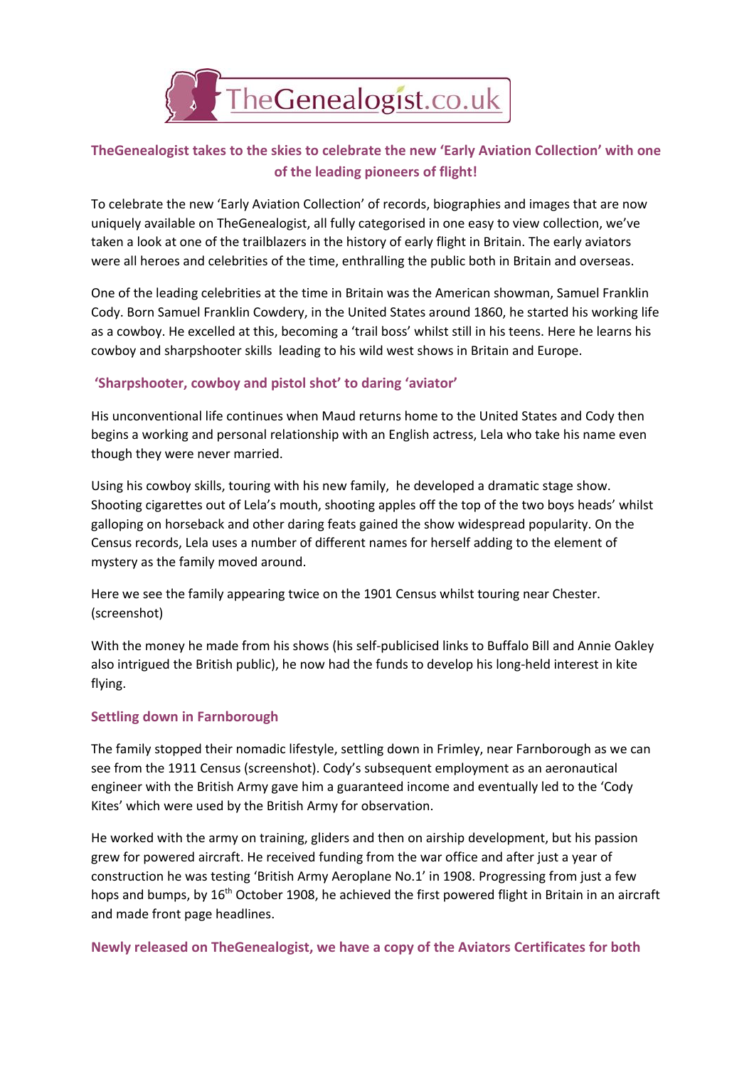TheGenealogist.co.uk

## TheGenealogist takes to the skies to celebrate the new 'Early Aviation Collection' with one of the leading pioneers of flight!

To celebrate the new 'Early Aviation Collection' of records, biographies and images that are now uniquely available on TheGenealogist, all fully categorised in one easy to view collection, we've taken a look at one of the trailblazers in the history of early flight in Britain. The early aviators were all heroes and celebrities of the time, enthralling the public both in Britain and overseas.

One of the leading celebrities at the time in Britain was the American showman, Samuel Franklin Cody. Born Samuel Franklin Cowdery, in the United States around 1860, he started his working life as a cowboy. He excelled at this, becoming a 'trail boss' whilst still in his teens. Here he learns his cowboy and sharpshooter skills leading to his wild west shows in Britain and Europe.

### 'Sharpshooter, cowboy and pistol shot' to daring 'aviator'

His unconventional life continues when Maud returns home to the United States and Cody then begins a working and personal relationship with an English actress, Lela who take his name even though they were never married.

Using his cowboy skills, touring with his new family, he developed a dramatic stage show. Shooting cigarettes out of Lela's mouth, shooting apples off the top of the two boys heads' whilst galloping on horseback and other daring feats gained the show widespread popularity. On the Census records, Lela uses a number of different names for herself adding to the element of mystery as the family moved around.

Here we see the family appearing twice on the 1901 Census whilst touring near Chester. (screenshot)

With the money he made from his shows (his self-publicised links to Buffalo Bill and Annie Oakley also intrigued the British public), he now had the funds to develop his long-held interest in kite flying.

### Settling down in Farnborough

The family stopped their nomadic lifestyle, settling down in Frimley, near Farnborough as we can see from the 1911 Census (screenshot). Cody's subsequent employment as an aeronautical engineer with the British Army gave him a guaranteed income and eventually led to the 'Cody Kites' which were used by the British Army for observation.

He worked with the army on training, gliders and then on airship development, but his passion grew for powered aircraft. He received funding from the war office and after just a year of construction he was testing 'British Army Aeroplane No.1' in 1908. Progressing from just a few hops and bumps, by 16th October 1908, he achieved the first powered flight in Britain in an aircraft and made front page headlines.

### Newly released on TheGenealogist, we have a copy of the Aviators Certificates for both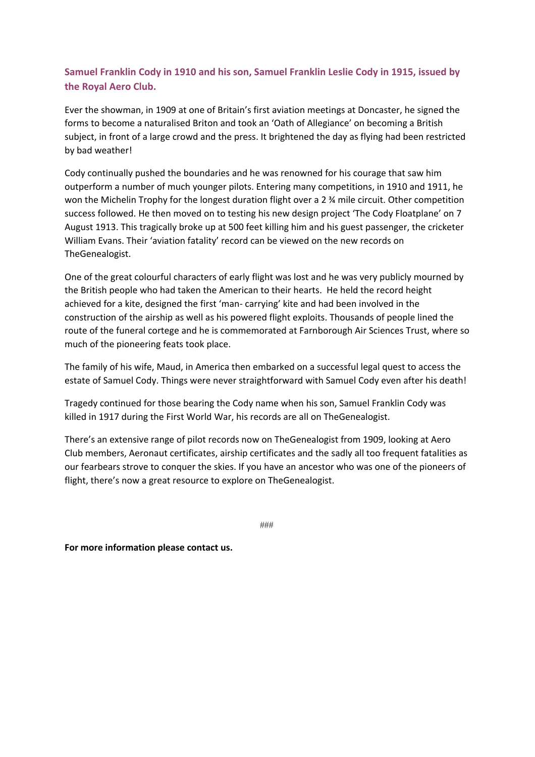**Samuel Franklin Cody in 1910 and his son, Samuel Franklin Leslie Cody in 1915, issued by the Royal Aero Club.**

Ever the showman, in 1909 at one of Britain's first aviation meetings at Doncaster, he signed the forms to become a naturalised Briton and took an 'Oath of Allegiance' on becoming a British subject, in front of a large crowd and the press. It brightened the day as flying had been restricted by bad weather!

Cody continually pushed the boundaries and he was renowned for his courage that saw him outperform a number of much younger pilots. Entering many competitions, in 1910 and 1911, he won the Michelin Trophy for the longest duration flight over a 2 ¾ mile circuit. Other competition success followed. He then moved on to testing his new design project 'The Cody Floatplane' on 7 August 1913. This tragically broke up at 500 feet killing him and his guest passenger, the cricketer William Evans. Their 'aviation fatality' record can be viewed on the new records on TheGenealogist.

One of the great colourful characters of early flight was lost and he was very publicly mourned by the British people who had taken the American to their hearts. He held the record height achieved for a kite, designed the first 'man- carrying' kite and had been involved in the construction of the airship as well as his powered flight exploits. Thousands of people lined the route of the funeral cortege and he is commemorated at Farnborough Air Sciences Trust, where so much of the pioneering feats took place.

The family of his wife, Maud, in America then embarked on a successful legal quest to access the estate of Samuel Cody. Things were never straightforward with Samuel Cody even after his death!

Tragedy continued for those bearing the Cody name when his son, Samuel Franklin Cody was killed in 1917 during the First World War, his records are all on TheGenealogist.

There's an extensive range of pilot records now on TheGenealogist from 1909, looking at Aero Club members, Aeronaut certificates, airship certificates and the sadly all too frequent fatalities as our fearbears strove to conquer the skies. If you have an ancestor who was one of the pioneers of flight, there's now a great resource to explore on TheGenealogist.

###

**For more information please contact us.**